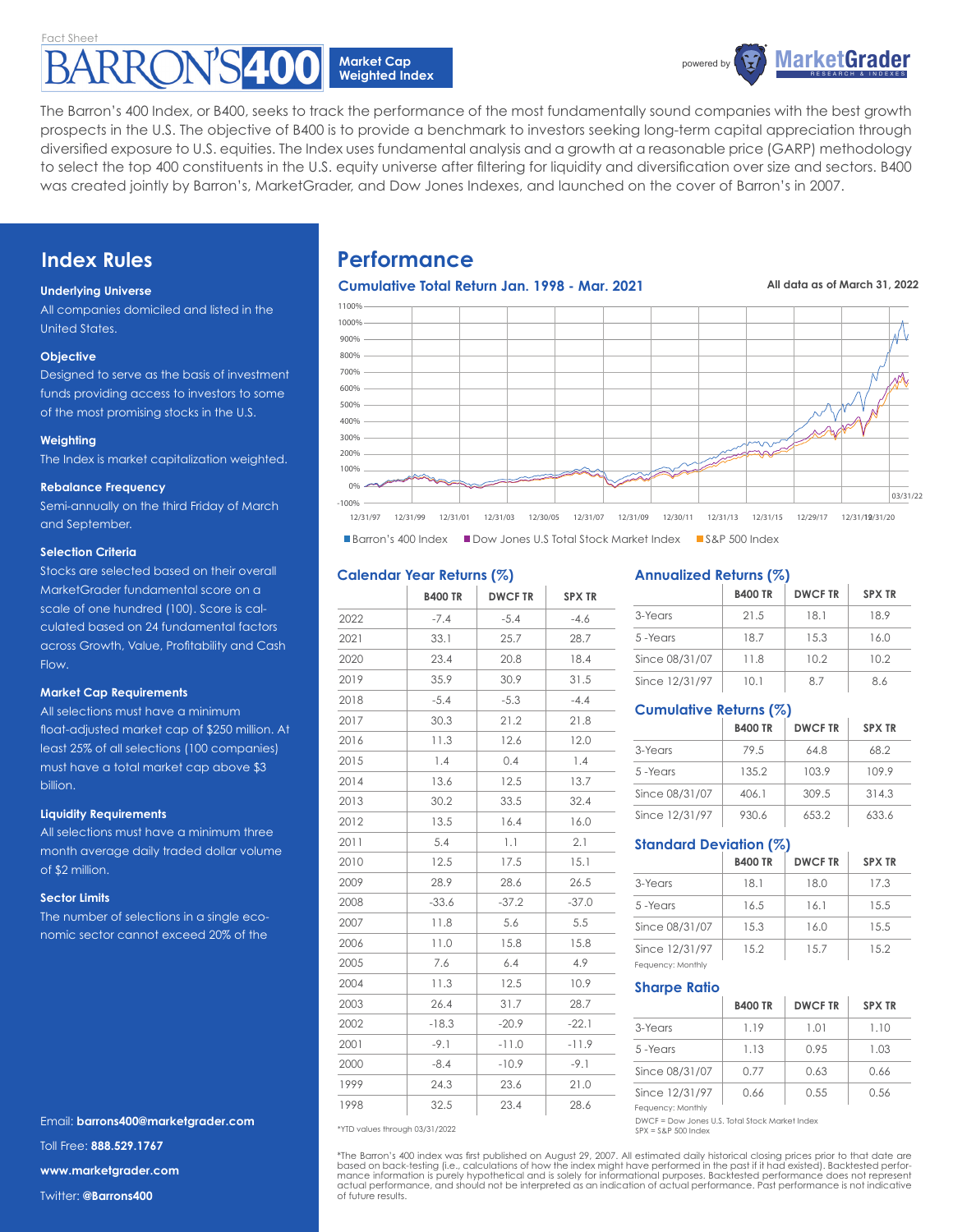Fact Sheet

# BARRON'S 400

**Market Cap Weighted Index**

powered by MarketGrader RESEARCH & INDEXES

The Barron's 400 Index, or B400, seeks to track the performance of the most fundamentally sound companies with the best growth prospects in the U.S. The objective of B400 is to provide a benchmark to investors seeking long-term capital appreciation through diversified exposure to U.S. equities. The Index uses fundamental analysis and a growth at a reasonable price (GARP) methodology to select the top 400 constituents in the U.S. equity universe after filtering for liquidity and diversification over size and sectors. B400 was created jointly by Barron's, MarketGrader, and Dow Jones Indexes, and launched on the cover of Barron's in 2007.

## Index Rules

**Underlying Universe**

All companies domiciled and listed in the United States.

**Objective**

Designed to serve as the basis of investment funds providing access to investors to some of the most promising stocks in the U.S.

**Weighting**

The Index is market capitalization weighted.

**Rebalance Frequency**

Semi-annually on the third Friday of March and September.

**Selection Criteria**

Stocks are selected based on their overall MarketGrader fundamental score on a scale of one hundred (100). Score is calculated based on 24 fundamental factors across Growth, Value, Profitability and Cash Flow.

**Market Cap Requirements**

All selections must have a minimum float-adjusted market cap of $250 million. At least 25% of all selections (100 companies) must have a total market cap above $3 billion.

**Liquidity Requirements**

All selections must have a minimum three month average daily traded dollar volume of $2 million.

**Sector Limits**

The number of selections in a single economic sector cannot exceed 20% of the

Email: **barrons400@marketgrader.com**

Toll Free: **888.529.1767**

**www.marketgrader.com**

Twitter: **@Barrons400**

## Performance

### Cumulative Total Return Jan. 1998 - Mar. 2021

All data as of March 31, 2022

Barron's 400 Index | Dow Jones U.S Total Stock Market Index | S&P 500 Index

### Calendar Year Returns (%)

| | B400 TR | DWCF TR | SPX TR |
|---|---|---|---|
| 2022 | -7.4 | -5.4 | -4.6 |
| 2021 | 33.1 | 25.7 | 28.7 |
| 2020 | 23.4 | 20.8 | 18.4 |
| 2019 | 35.9 | 30.9 | 31.5 |
| 2018 | -5.4 | -5.3 | -4.4 |
| 2017 | 30.3 | 21.2 | 21.8 |
| 2016 | 11.3 | 12.6 | 12.0 |
| 2015 | 1.4 | 0.4 | 1.4 |
| 2014 | 13.6 | 12.5 | 13.7 |
| 2013 | 30.2 | 33.5 | 32.4 |
| 2012 | 13.5 | 16.4 | 16.0 |
| 2011 | 5.4 | 1.1 | 2.1 |
| 2010 | 12.5 | 17.5 | 15.1 |
| 2009 | 28.9 | 28.6 | 26.5 |
| 2008 | -33.6 | -37.2 | -37.0 |
| 2007 | 11.8 | 5.6 | 5.5 |
| 2006 | 11.0 | 15.8 | 15.8 |
| 2005 | 7.6 | 6.4 | 4.9 |
| 2004 | 11.3 | 12.5 | 10.9 |
| 2003 | 26.4 | 31.7 | 28.7 |
| 2002 | -18.3 | -20.9 | -22.1 |
| 2001 | -9.1 | -11.0 | -11.9 |
| 2000 | -8.4 | -10.9 | -9.1 |
| 1999 | 24.3 | 23.6 | 21.0 |
| 1998 | 32.5 | 23.4 | 28.6 |

*YTD values through 03/31/2022

### Annualized Returns (%)

| | B400 TR | DWCF TR | SPX TR |
|---|---|---|---|
| 3-Years | 21.5 | 18.1 | 18.9 |
| 5 -Years | 18.7 | 15.3 | 16.0 |
| Since 08/31/07 | 11.8 | 10.2 | 10.2 |
| Since 12/31/97 | 10.1 | 8.7 | 8.6 |

### Cumulative Returns (%)

| | B400 TR | DWCF TR | SPX TR |
|---|---|---|---|
| 3-Years | 79.5 | 64.8 | 68.2 |
| 5 -Years | 135.2 | 103.9 | 109.9 |
| Since 08/31/07 | 406.1 | 309.5 | 314.3 |
| Since 12/31/97 | 930.6 | 653.2 | 633.6 |

### Standard Deviation (%)

| | B400 TR | DWCF TR | SPX TR |
|---|---|---|---|
| 3-Years | 18.1 | 18.0 | 17.3 |
| 5 -Years | 16.5 | 16.1 | 15.5 |
| Since 08/31/07 | 15.3 | 16.0 | 15.5 |
| Since 12/31/97 | 15.2 | 15.7 | 15.2 |

Fequency: Monthly

### Sharpe Ratio

| | B400 TR | DWCF TR | SPX TR |
|---|---|---|---|
| 3-Years | 1.19 | 1.01 | 1.10 |
| 5 -Years | 1.13 | 0.95 | 1.03 |
| Since 08/31/07 | 0.77 | 0.63 | 0.66 |
| Since 12/31/97 | 0.66 | 0.55 | 0.56 |

Fequency: Monthly

DWCF = Dow Jones U.S. Total Stock Market Index
SPX = S&P 500 Index

*The Barron's 400 index was first published on August 29, 2007. All estimated daily historical closing prices prior to that date are based on back-testing (i.e., calculations of how the index might have performed in the past if it had existed). Backtested performance information is purely hypothetical and is solely for informational purposes. Backtested performance does not represent actual performance, and should not be interpreted as an indication of actual performance. Past performance is not indicative of future results.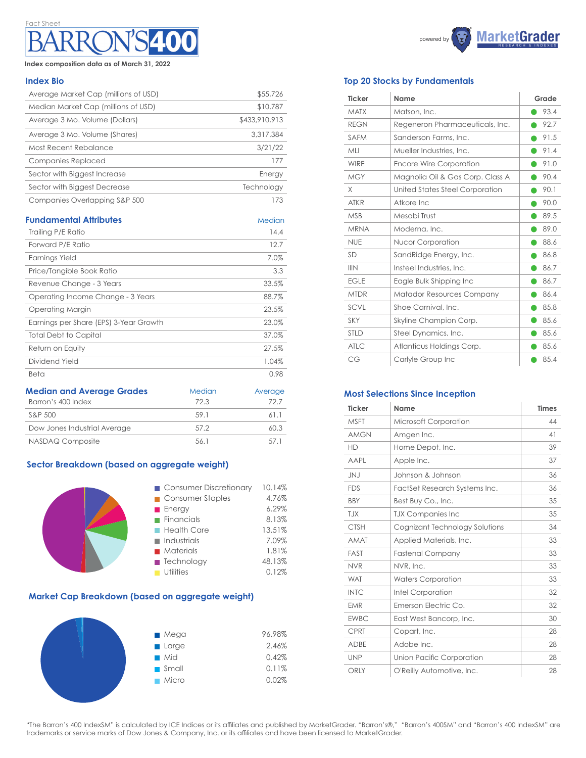Fact Sheet

# BARRON'S 400

powered by MarketGrader

**Index composition data as of March 31, 2022**

## Index Bio

| | |
|---|---|
| Average Market Cap (millions of USD) | $55,726 |
| Median Market Cap (millions of USD) | $10,787 |
| Average 3 Mo. Volume (Dollars) | $433,910,913 |
| Average 3 Mo. Volume (Shares) | 3,317,384 |
| Most Recent Rebalance | 3/21/22 |
| Companies Replaced | 177 |
| Sector with Biggest Increase | Energy |
| Sector with Biggest Decrease | Technology |
| Companies Overlapping S&P 500 | 173 |

## Fundamental Attributes

| | Median |
|---|---|
| Trailing P/E Ratio | 14.4 |
| Forward P/E Ratio | 12.7 |
| Earnings Yield | 7.0% |
| Price/Tangible Book Ratio | 3.3 |
| Revenue Change - 3 Years | 33.5% |
| Operating Income Change - 3 Years | 88.7% |
| Operating Margin | 23.5% |
| Earnings per Share (EPS) 3-Year Growth | 23.0% |
| Total Debt to Capital | 37.0% |
| Return on Equity | 27.5% |
| Dividend Yield | 1.04% |
| Beta | 0.98 |

## Median and Average Grades

| | Median | Average |
|---|---|---|
| Barron's 400 Index | 72.3 | 72.7 |
| S&P 500 | 59.1 | 61.1 |
| Dow Jones Industrial Average | 57.2 | 60.3 |
| NASDAQ Composite | 56.1 | 57.1 |

## Sector Breakdown (based on aggregate weight)

Consumer Discretionary 10.14%
Consumer Staples 4.76%
Energy 6.29%
Financials 8.13%
Health Care 13.51%
Industrials 7.09%
Materials 1.81%
Technology 48.13%
Utilities 0.12%

## Market Cap Breakdown (based on aggregate weight)

Mega 96.98%
Large 2.46%
Mid 0.42%
Small 0.11%
Micro 0.02%

## Top 20 Stocks by Fundamentals

| Ticker | Name | Grade |
|---|---|---|
| MATX | Matson, Inc. | 93.4 |
| REGN | Regeneron Pharmaceuticals, Inc. | 92.7 |
| SAFM | Sanderson Farms, Inc. | 91.5 |
| MLI | Mueller Industries, Inc. | 91.4 |
| WIRE | Encore Wire Corporation | 91.0 |
| MGY | Magnolia Oil & Gas Corp. Class A | 90.4 |
| X | United States Steel Corporation | 90.1 |
| ATKR | Atkore Inc | 90.0 |
| MSB | Mesabi Trust | 89.5 |
| MRNA | Moderna, Inc. | 89.0 |
| NUE | Nucor Corporation | 88.6 |
| SD | SandRidge Energy, Inc. | 86.8 |
| IIIN | Insteel Industries, Inc. | 86.7 |
| EGLE | Eagle Bulk Shipping Inc | 86.7 |
| MTDR | Matador Resources Company | 86.4 |
| SCVL | Shoe Carnival, Inc. | 85.8 |
| SKY | Skyline Champion Corp. | 85.6 |
| STLD | Steel Dynamics, Inc. | 85.6 |
| ATLC | Atlanticus Holdings Corp. | 85.6 |
| CG | Carlyle Group Inc | 85.4 |

## Most Selections Since Inception

| Ticker | Name | Times |
|---|---|---|
| MSFT | Microsoft Corporation | 44 |
| AMGN | Amgen Inc. | 41 |
| HD | Home Depot, Inc. | 39 |
| AAPL | Apple Inc. | 37 |
| JNJ | Johnson & Johnson | 36 |
| FDS | FactSet Research Systems Inc. | 36 |
| BBY | Best Buy Co., Inc. | 35 |
| TJX | TJX Companies Inc | 35 |
| CTSH | Cognizant Technology Solutions | 34 |
| AMAT | Applied Materials, Inc. | 33 |
| FAST | Fastenal Company | 33 |
| NVR | NVR, Inc. | 33 |
| WAT | Waters Corporation | 33 |
| INTC | Intel Corporation | 32 |
| EMR | Emerson Electric Co. | 32 |
| EWBC | East West Bancorp, Inc. | 30 |
| CPRT | Copart, Inc. | 28 |
| ADBE | Adobe Inc. | 28 |
| UNP | Union Pacific Corporation | 28 |
| ORLY | O'Reilly Automotive, Inc. | 28 |

"The Barron's 400 IndexSM" is calculated by ICE Indices or its affiliates and published by MarketGrader. "Barron's®," "Barron's 400SM" and "Barron's 400 IndexSM" are trademarks or service marks of Dow Jones & Company, Inc. or its affiliates and have been licensed to MarketGrader.